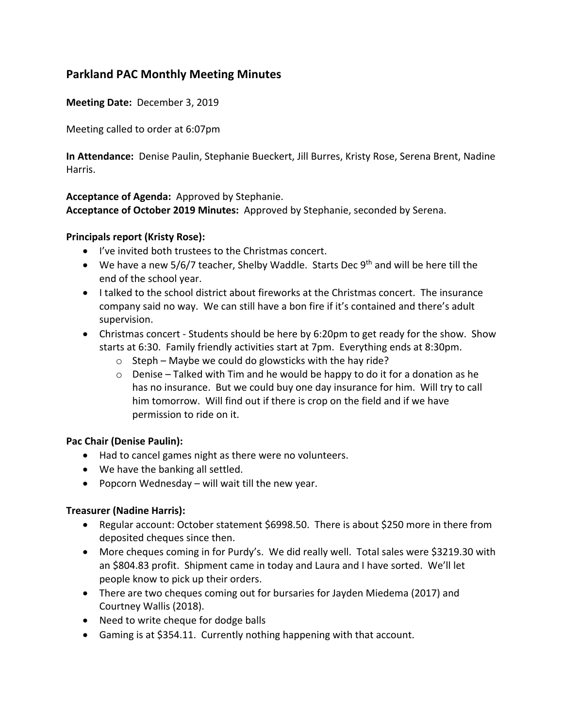## Parkland PAC Monthly Meeting Minutes

**Meeting Date:** December 3, 2019

Meeting called to order at 6:07pm

**In Attendance:** Denise Paulin, Stephanie Bueckert, Jill Burres, Kristy Rose, Serena Brent, Nadine Harris.

**Acceptance of Agenda:** Approved by Stephanie.
**Acceptance of October 2019 Minutes:** Approved by Stephanie, seconded by Serena.

**Principals report (Kristy Rose):**

- I've invited both trustees to the Christmas concert.
- We have a new 5/6/7 teacher, Shelby Waddle. Starts Dec 9th and will be here till the end of the school year.
- I talked to the school district about fireworks at the Christmas concert. The insurance company said no way. We can still have a bon fire if it's contained and there's adult supervision.
- Christmas concert - Students should be here by 6:20pm to get ready for the show. Show starts at 6:30. Family friendly activities start at 7pm. Everything ends at 8:30pm.
  - Steph – Maybe we could do glowsticks with the hay ride?
  - Denise – Talked with Tim and he would be happy to do it for a donation as he has no insurance. But we could buy one day insurance for him. Will try to call him tomorrow. Will find out if there is crop on the field and if we have permission to ride on it.

**Pac Chair (Denise Paulin):**

- Had to cancel games night as there were no volunteers.
- We have the banking all settled.
- Popcorn Wednesday – will wait till the new year.

**Treasurer (Nadine Harris):**

- Regular account: October statement $6998.50. There is about $250 more in there from deposited cheques since then.
- More cheques coming in for Purdy's. We did really well. Total sales were $3219.30 with an $804.83 profit. Shipment came in today and Laura and I have sorted. We'll let people know to pick up their orders.
- There are two cheques coming out for bursaries for Jayden Miedema (2017) and Courtney Wallis (2018).
- Need to write cheque for dodge balls
- Gaming is at $354.11. Currently nothing happening with that account.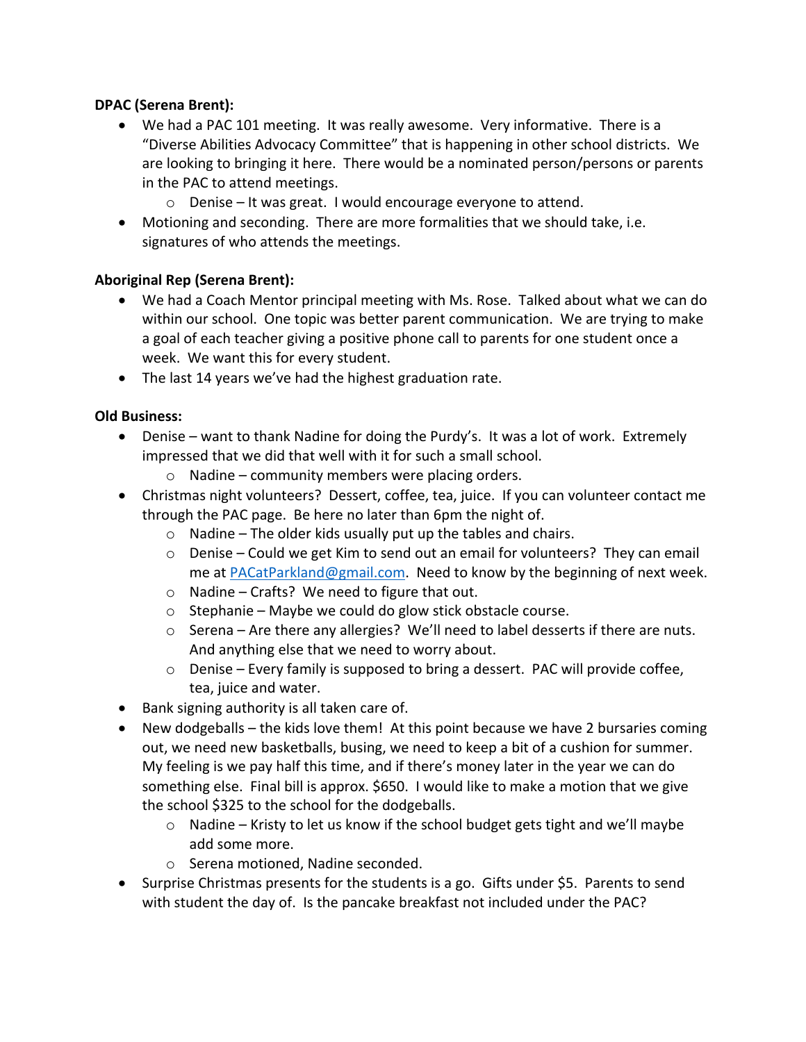**DPAC (Serena Brent):**

- We had a PAC 101 meeting. It was really awesome. Very informative. There is a "Diverse Abilities Advocacy Committee" that is happening in other school districts. We are looking to bringing it here. There would be a nominated person/persons or parents in the PAC to attend meetings.
    - Denise – It was great. I would encourage everyone to attend.
- Motioning and seconding. There are more formalities that we should take, i.e. signatures of who attends the meetings.

**Aboriginal Rep (Serena Brent):**

- We had a Coach Mentor principal meeting with Ms. Rose. Talked about what we can do within our school. One topic was better parent communication. We are trying to make a goal of each teacher giving a positive phone call to parents for one student once a week. We want this for every student.
- The last 14 years we've had the highest graduation rate.

**Old Business:**

- Denise – want to thank Nadine for doing the Purdy's. It was a lot of work. Extremely impressed that we did that well with it for such a small school.
    - Nadine – community members were placing orders.
- Christmas night volunteers? Dessert, coffee, tea, juice. If you can volunteer contact me through the PAC page. Be here no later than 6pm the night of.
    - Nadine – The older kids usually put up the tables and chairs.
    - Denise – Could we get Kim to send out an email for volunteers? They can email me at [PACatParkland@gmail.com](mailto:PACatParkland@gmail.com). Need to know by the beginning of next week.
    - Nadine – Crafts? We need to figure that out.
    - Stephanie – Maybe we could do glow stick obstacle course.
    - Serena – Are there any allergies? We'll need to label desserts if there are nuts. And anything else that we need to worry about.
    - Denise – Every family is supposed to bring a dessert. PAC will provide coffee, tea, juice and water.
- Bank signing authority is all taken care of.
- New dodgeballs – the kids love them! At this point because we have 2 bursaries coming out, we need new basketballs, busing, we need to keep a bit of a cushion for summer. My feeling is we pay half this time, and if there's money later in the year we can do something else. Final bill is approx. $650. I would like to make a motion that we give the school $325 to the school for the dodgeballs.
    - Nadine – Kristy to let us know if the school budget gets tight and we'll maybe add some more.
    - Serena motioned, Nadine seconded.
- Surprise Christmas presents for the students is a go. Gifts under $5. Parents to send with student the day of. Is the pancake breakfast not included under the PAC?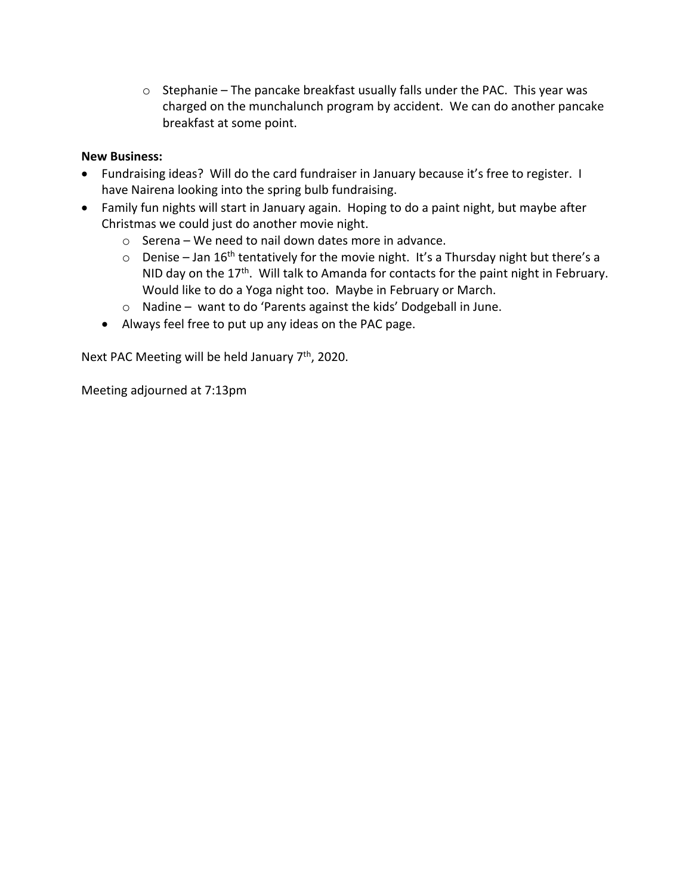- Stephanie – The pancake breakfast usually falls under the PAC. This year was charged on the munchalunch program by accident. We can do another pancake breakfast at some point.

**New Business:**

- Fundraising ideas? Will do the card fundraiser in January because it's free to register. I have Nairena looking into the spring bulb fundraising.
- Family fun nights will start in January again. Hoping to do a paint night, but maybe after Christmas we could just do another movie night.
  - Serena – We need to nail down dates more in advance.
  - Denise – Jan 16th tentatively for the movie night. It's a Thursday night but there's a NID day on the 17th. Will talk to Amanda for contacts for the paint night in February. Would like to do a Yoga night too. Maybe in February or March.
  - Nadine – want to do 'Parents against the kids' Dodgeball in June.
- Always feel free to put up any ideas on the PAC page.

Next PAC Meeting will be held January 7th, 2020.

Meeting adjourned at 7:13pm